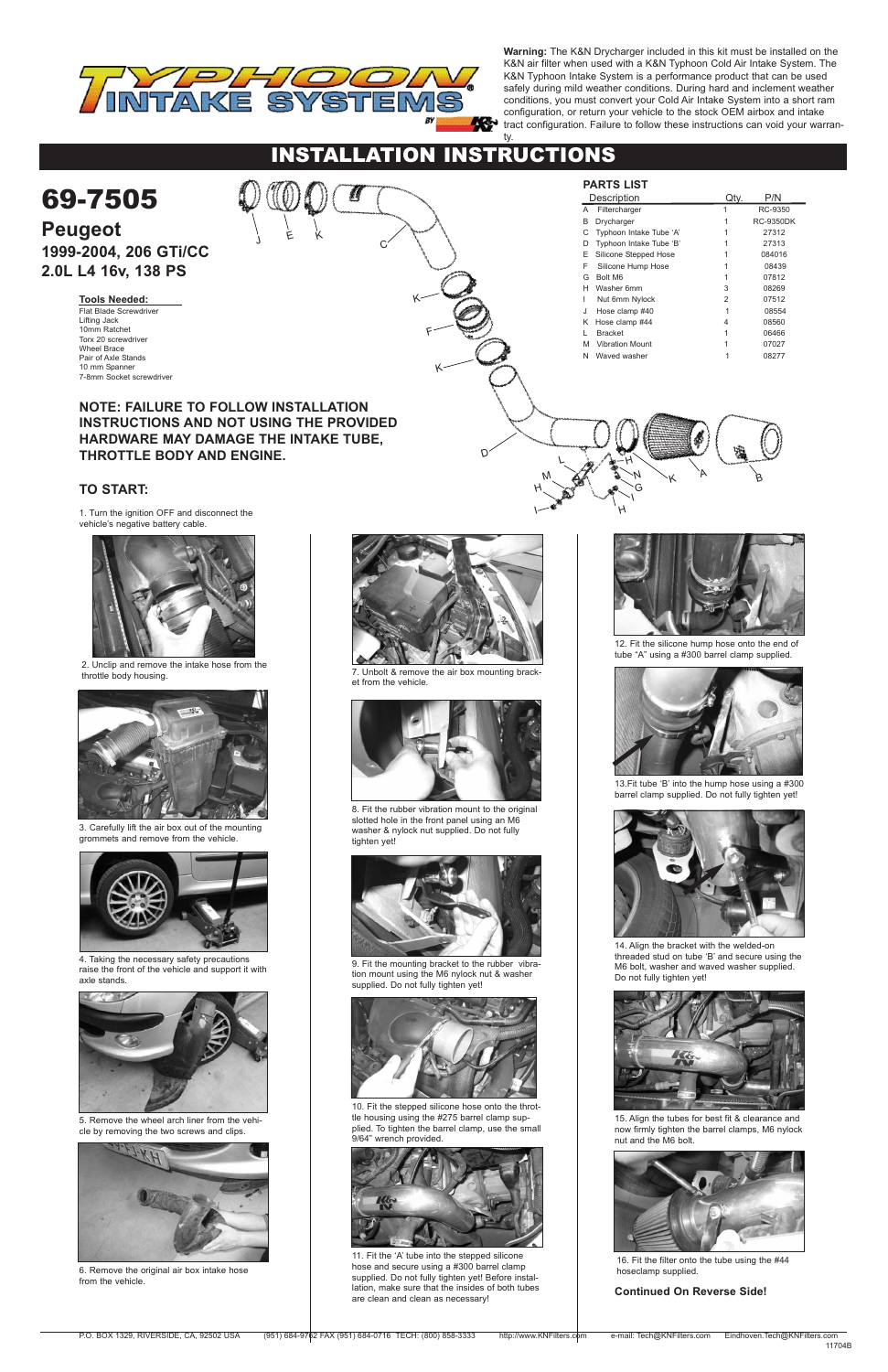**Warning:** The K&N Drycharger included in this kit must be installed on the K&N air filter when used with a K&N Typhoon Cold Air Intake System. The K&N Typhoon Intake System is a performance product that can be used safely during mild weather conditions. During hard and inclement weather conditions, you must convert your Cold Air Intake System into a short ram configuration, or return your vehicle to the stock OEM airbox and intake tract configuration. Failure to follow these instructions can void your warranty.

# INSTALLATION INSTRUCTIONS

# 69-7505

## Peugeot

### 1999-2004, 206 GTi/CC
### 2.0L L4 16v, 138 PS

**Tools Needed:**

- Flat Blade Screwdriver
- Lifting Jack
- 10mm Ratchet
- Torx 20 screwdriver
- Wheel Brace
- Pair of Axle Stands
- 10 mm Spanner
- 7-8mm Socket screwdriver

**PARTS LIST**

| | Description | Qty. | P/N |
|---|---|---|---|
| A | Filtercharger | 1 | RC-9350 |
| B | Drycharger | 1 | RC-9350DK |
| C | Typhoon Intake Tube 'A' | 1 | 27312 |
| D | Typhoon Intake Tube 'B' | 1 | 27313 |
| E | Silicone Stepped Hose | 1 | 084016 |
| F | Silicone Hump Hose | 1 | 08439 |
| G | Bolt M6 | 1 | 07812 |
| H | Washer 6mm | 3 | 08269 |
| I | Nut 6mm Nylock | 2 | 07512 |
| J | Hose clamp #40 | 1 | 08554 |
| K | Hose clamp #44 | 4 | 08560 |
| L | Bracket | 1 | 06466 |
| M | Vibration Mount | 1 | 07027 |
| N | Waved washer | 1 | 08277 |

**NOTE: FAILURE TO FOLLOW INSTALLATION INSTRUCTIONS AND NOT USING THE PROVIDED HARDWARE MAY DAMAGE THE INTAKE TUBE, THROTTLE BODY AND ENGINE.**

### TO START:

1. Turn the ignition OFF and disconnect the vehicle's negative battery cable.

2. Unclip and remove the intake hose from the throttle body housing.

3. Carefully lift the air box out of the mounting grommets and remove from the vehicle.

4. Taking the necessary safety precautions raise the front of the vehicle and support it with axle stands.

5. Remove the wheel arch liner from the vehicle by removing the two screws and clips.

6. Remove the original air box intake hose from the vehicle.

7. Unbolt & remove the air box mounting bracket from the vehicle.

8. Fit the rubber vibration mount to the original slotted hole in the front panel using an M6 washer & nylock nut supplied. Do not fully tighten yet!

9. Fit the mounting bracket to the rubber vibration mount using the M6 nylock nut & washer supplied. Do not fully tighten yet!

10. Fit the stepped silicone hose onto the throttle housing using the #275 barrel clamp supplied. To tighten the barrel clamp, use the small 9/64" wrench provided.

11. Fit the 'A' tube into the stepped silicone hose and secure using a #300 barrel clamp supplied. Do not fully tighten yet! Before installation, make sure that the insides of both tubes are clean and clean as necessary!

12. Fit the silicone hump hose onto the end of tube "A" using a #300 barrel clamp supplied.

13. Fit tube 'B' into the hump hose using a #300 barrel clamp supplied. Do not fully tighten yet!

14. Align the bracket with the welded-on threaded stud on tube 'B' and secure using the M6 bolt, washer and waved washer supplied. Do not fully tighten yet!

15. Align the tubes for best fit & clearance and now firmly tighten the barrel clamps, M6 nylock nut and the M6 bolt.

16. Fit the filter onto the tube using the #44 hoseclamp supplied.

**Continued On Reverse Side!**

P.O. BOX 1329, RIVERSIDE, CA, 92502 USA (951) 684-9762 FAX (951) 684-0716 TECH: (800) 858-3333 http://www.KNFilters.com e-mail: Tech@KNFilters.com Eindhoven.Tech@KNFilters.com

11704B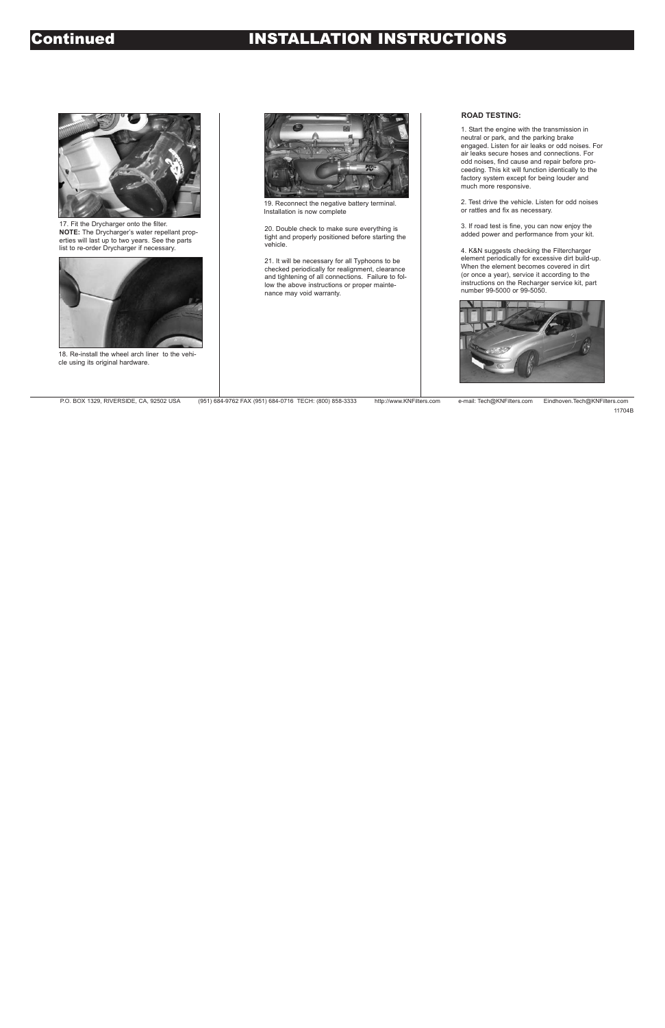# Continued INSTALLATION INSTRUCTIONS

17. Fit the Drycharger onto the filter.
**NOTE:** The Drycharger's water repellant properties will last up to two years. See the parts list to re-order Drycharger if necessary.

18. Re-install the wheel arch liner to the vehicle using its original hardware.

19. Reconnect the negative battery terminal. Installation is now complete

20. Double check to make sure everything is tight and properly positioned before starting the vehicle.

21. It will be necessary for all Typhoons to be checked periodically for realignment, clearance and tightening of all connections. Failure to follow the above instructions or proper maintenance may void warranty.

**ROAD TESTING:**

1. Start the engine with the transmission in neutral or park, and the parking brake engaged. Listen for air leaks or odd noises. For air leaks secure hoses and connections. For odd noises, find cause and repair before proceeding. This kit will function identically to the factory system except for being louder and much more responsive.

2. Test drive the vehicle. Listen for odd noises or rattles and fix as necessary.

3. If road test is fine, you can now enjoy the added power and performance from your kit.

4. K&N suggests checking the Filtercharger element periodically for excessive dirt build-up. When the element becomes covered in dirt (or once a year), service it according to the instructions on the Recharger service kit, part number 99-5000 or 99-5050.

P.O. BOX 1329, RIVERSIDE, CA, 92502 USA (951) 684-9762 FAX (951) 684-0716 TECH: (800) 858-3333 http://www.KNFilters.com e-mail: Tech@KNFilters.com Eindhoven.Tech@KNFilters.com

11704B